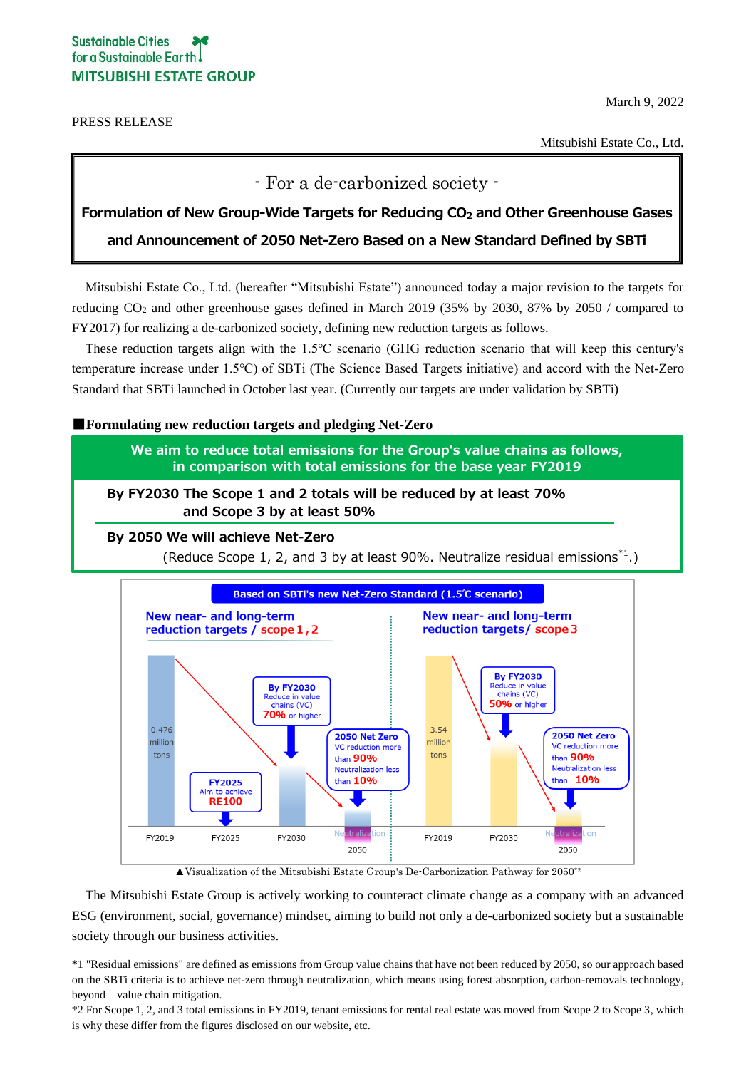Sustainable Cities
for a Sustainable Earth
MITSUBISHI ESTATE GROUP

March 9, 2022

PRESS RELEASE

Mitsubishi Estate Co., Ltd.

# - For a de-carbonized society -

## Formulation of New Group-Wide Targets for Reducing $CO_2$ and Other Greenhouse Gases and Announcement of 2050 Net-Zero Based on a New Standard Defined by SBTi

Mitsubishi Estate Co., Ltd. (hereafter "Mitsubishi Estate") announced today a major revision to the targets for reducing $CO_2$ and other greenhouse gases defined in March 2019 (35% by 2030, 87% by 2050 / compared to FY2017) for realizing a de-carbonized society, defining new reduction targets as follows.

These reduction targets align with the 1.5°C scenario (GHG reduction scenario that will keep this century's temperature increase under 1.5°C) of SBTi (The Science Based Targets initiative) and accord with the Net-Zero Standard that SBTi launched in October last year. (Currently our targets are under validation by SBTi)

### ■Formulating new reduction targets and pledging Net-Zero

**We aim to reduce total emissions for the Group's value chains as follows, in comparison with total emissions for the base year FY2019**

**By FY2030 The Scope 1 and 2 totals will be reduced by at least 70% and Scope 3 by at least 50%**

**By 2050 We will achieve Net-Zero**
(Reduce Scope 1, 2, and 3 by at least 90%. Neutralize residual emissions*1.)

Based on SBTi's new Net-Zero Standard (1.5℃ scenario)

New near- and long-term reduction targets / scope 1, 2
- FY2019: 0.476 million tons
- FY2025: Aim to achieve RE100
- FY2030: Reduce in value chains (VC) 70% or higher
- 2050 Net Zero: VC reduction more than 90%, Neutralization less than 10%

New near- and long-term reduction targets/ scope 3
- FY2019: 3.54 million tons
- FY2030: Reduce in value chains (VC) 50% or higher
- 2050 Net Zero: VC reduction more than 90%, Neutralization less than 10%

▲Visualization of the Mitsubishi Estate Group's De-Carbonization Pathway for 2050*2

The Mitsubishi Estate Group is actively working to counteract climate change as a company with an advanced ESG (environment, social, governance) mindset, aiming to build not only a de-carbonized society but a sustainable society through our business activities.

*1 "Residual emissions" are defined as emissions from Group value chains that have not been reduced by 2050, so our approach based on the SBTi criteria is to achieve net-zero through neutralization, which means using forest absorption, carbon-removals technology, beyond value chain mitigation.

*2 For Scope 1, 2, and 3 total emissions in FY2019, tenant emissions for rental real estate was moved from Scope 2 to Scope 3, which is why these differ from the figures disclosed on our website, etc.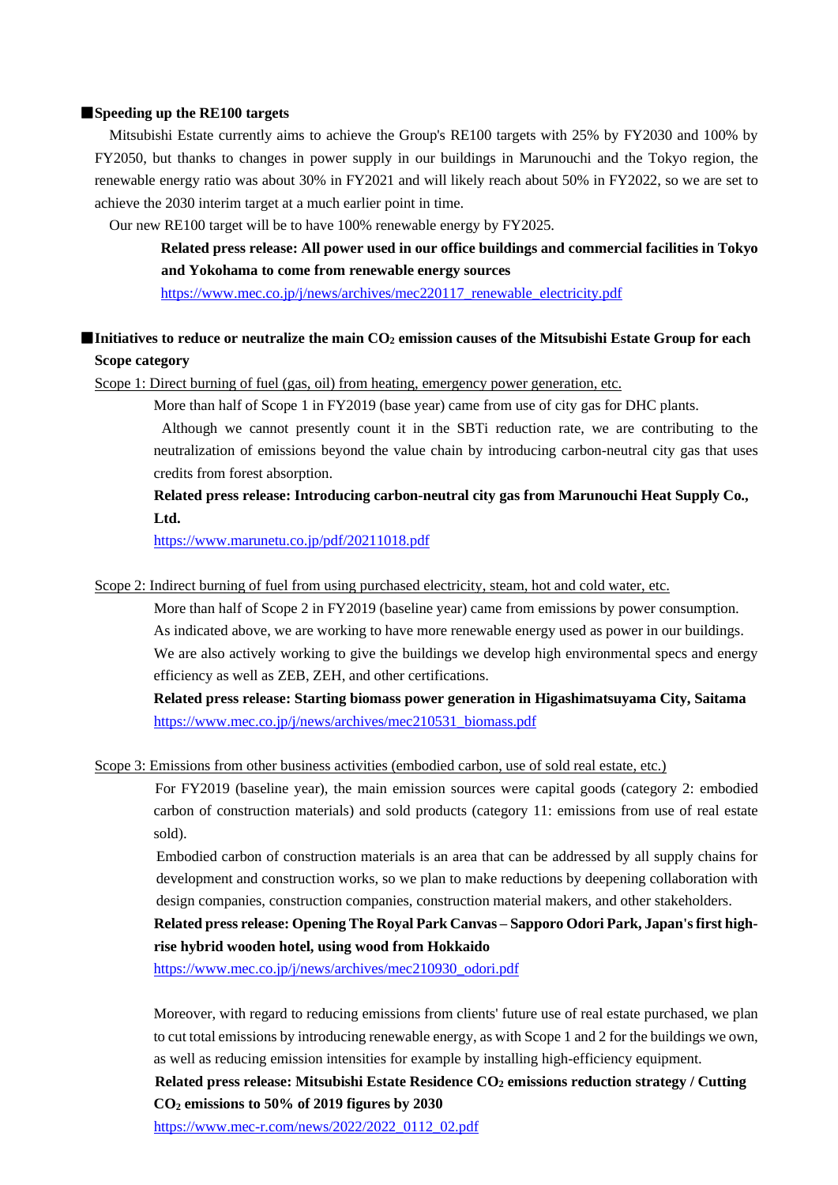## ■Speeding up the RE100 targets

Mitsubishi Estate currently aims to achieve the Group's RE100 targets with 25% by FY2030 and 100% by FY2050, but thanks to changes in power supply in our buildings in Marunouchi and the Tokyo region, the renewable energy ratio was about 30% in FY2021 and will likely reach about 50% in FY2022, so we are set to achieve the 2030 interim target at a much earlier point in time.

Our new RE100 target will be to have 100% renewable energy by FY2025.

**Related press release: All power used in our office buildings and commercial facilities in Tokyo and Yokohama to come from renewable energy sources**

https://www.mec.co.jp/j/news/archives/mec220117_renewable_electricity.pdf

## ■Initiatives to reduce or neutralize the main $CO_2$ emission causes of the Mitsubishi Estate Group for each Scope category

Scope 1: Direct burning of fuel (gas, oil) from heating, emergency power generation, etc.

More than half of Scope 1 in FY2019 (base year) came from use of city gas for DHC plants.

Although we cannot presently count it in the SBTi reduction rate, we are contributing to the neutralization of emissions beyond the value chain by introducing carbon-neutral city gas that uses credits from forest absorption.

**Related press release: Introducing carbon-neutral city gas from Marunouchi Heat Supply Co., Ltd.**

https://www.marunetu.co.jp/pdf/20211018.pdf

Scope 2: Indirect burning of fuel from using purchased electricity, steam, hot and cold water, etc.

More than half of Scope 2 in FY2019 (baseline year) came from emissions by power consumption. As indicated above, we are working to have more renewable energy used as power in our buildings. We are also actively working to give the buildings we develop high environmental specs and energy efficiency as well as ZEB, ZEH, and other certifications.

**Related press release: Starting biomass power generation in Higashimatsuyama City, Saitama**

https://www.mec.co.jp/j/news/archives/mec210531_biomass.pdf

Scope 3: Emissions from other business activities (embodied carbon, use of sold real estate, etc.)

For FY2019 (baseline year), the main emission sources were capital goods (category 2: embodied carbon of construction materials) and sold products (category 11: emissions from use of real estate sold).

Embodied carbon of construction materials is an area that can be addressed by all supply chains for development and construction works, so we plan to make reductions by deepening collaboration with design companies, construction companies, construction material makers, and other stakeholders.

**Related press release: Opening The Royal Park Canvas – Sapporo Odori Park, Japan's first high-rise hybrid wooden hotel, using wood from Hokkaido**

https://www.mec.co.jp/j/news/archives/mec210930_odori.pdf

Moreover, with regard to reducing emissions from clients' future use of real estate purchased, we plan to cut total emissions by introducing renewable energy, as with Scope 1 and 2 for the buildings we own, as well as reducing emission intensities for example by installing high-efficiency equipment.

**Related press release: Mitsubishi Estate Residence $CO_2$ emissions reduction strategy / Cutting $CO_2$ emissions to 50% of 2019 figures by 2030**

https://www.mec-r.com/news/2022/2022_0112_02.pdf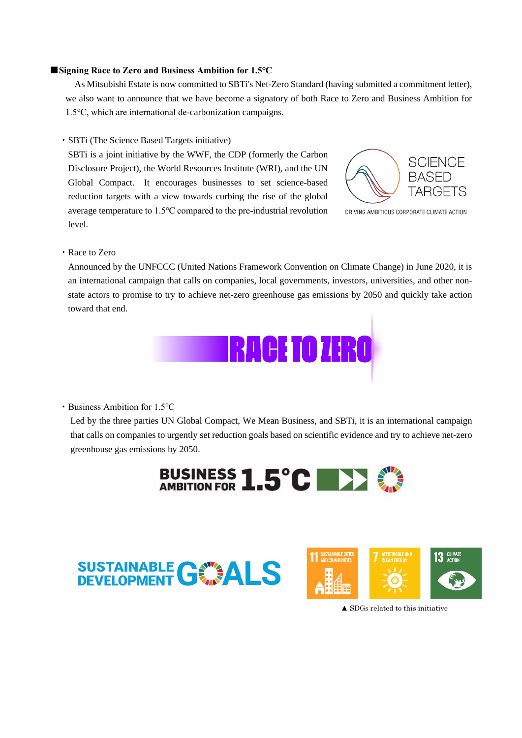## ■Signing Race to Zero and Business Ambition for 1.5°C

As Mitsubishi Estate is now committed to SBTi's Net-Zero Standard (having submitted a commitment letter), we also want to announce that we have become a signatory of both Race to Zero and Business Ambition for 1.5°C, which are international de-carbonization campaigns.

・SBTi (The Science Based Targets initiative)

SBTi is a joint initiative by the WWF, the CDP (formerly the Carbon Disclosure Project), the World Resources Institute (WRI), and the UN Global Compact. It encourages businesses to set science-based reduction targets with a view towards curbing the rise of the global average temperature to 1.5°C compared to the pre-industrial revolution level.

SCIENCE BASED TARGETS

DRIVING AMBITIOUS CORPORATE CLIMATE ACTION

・Race to Zero

Announced by the UNFCCC (United Nations Framework Convention on Climate Change) in June 2020, it is an international campaign that calls on companies, local governments, investors, universities, and other non-state actors to promise to try to achieve net-zero greenhouse gas emissions by 2050 and quickly take action toward that end.

RACE TO ZERO

・Business Ambition for 1.5°C

Led by the three parties UN Global Compact, We Mean Business, and SBTi, it is an international campaign that calls on companies to urgently set reduction goals based on scientific evidence and try to achieve net-zero greenhouse gas emissions by 2050.

BUSINESS AMBITION FOR 1.5°C

SUSTAINABLE DEVELOPMENT GOALS

11 SUSTAINABLE CITIES AND COMMUNITIES

7 AFFORDABLE AND CLEAN ENERGY

13 CLIMATE ACTION

▲ SDGs related to this initiative